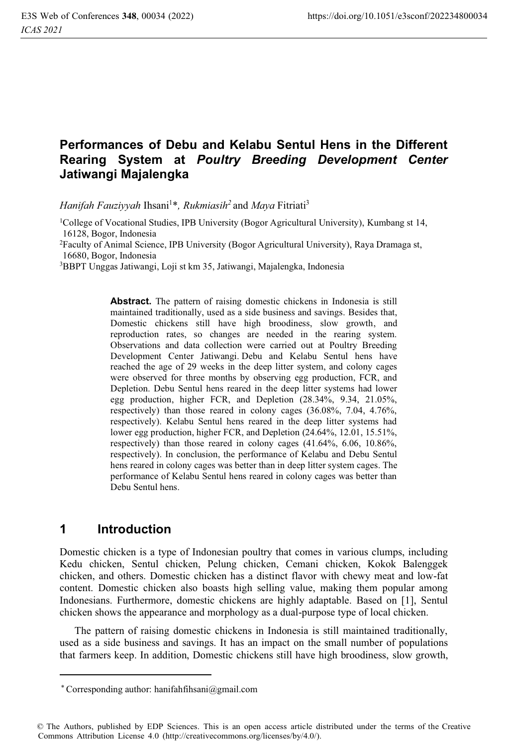# Performances of Debu and Kelabu Sentul Hens in the Different Rearing System at *Poultry Breeding Development Center* Jatiwangi Majalengka

*Hanifah Fauziyyah* Ihsani[1]*, *Rukmiasih*[2] and *Maya* Fitriati[3]

[1]College of Vocational Studies, IPB University (Bogor Agricultural University), Kumbang st 14, 16128, Bogor, Indonesia

[2]Faculty of Animal Science, IPB University (Bogor Agricultural University), Raya Dramaga st, 16680, Bogor, Indonesia

[3]BBPT Unggas Jatiwangi, Loji st km 35, Jatiwangi, Majalengka, Indonesia

**Abstract.** The pattern of raising domestic chickens in Indonesia is still maintained traditionally, used as a side business and savings. Besides that, Domestic chickens still have high broodiness, slow growth, and reproduction rates, so changes are needed in the rearing system. Observations and data collection were carried out at Poultry Breeding Development Center Jatiwangi. Debu and Kelabu Sentul hens have reached the age of 29 weeks in the deep litter system, and colony cages were observed for three months by observing egg production, FCR, and Depletion. Debu Sentul hens reared in the deep litter systems had lower egg production, higher FCR, and Depletion (28.34%, 9.34, 21.05%, respectively) than those reared in colony cages (36.08%, 7.04, 4.76%, respectively). Kelabu Sentul hens reared in the deep litter systems had lower egg production, higher FCR, and Depletion (24.64%, 12.01, 15.51%, respectively) than those reared in colony cages (41.64%, 6.06, 10.86%, respectively). In conclusion, the performance of Kelabu and Debu Sentul hens reared in colony cages was better than in deep litter system cages. The performance of Kelabu Sentul hens reared in colony cages was better than Debu Sentul hens.

## 1 Introduction

Domestic chicken is a type of Indonesian poultry that comes in various clumps, including Kedu chicken, Sentul chicken, Pelung chicken, Cemani chicken, Kokok Balenggek chicken, and others. Domestic chicken has a distinct flavor with chewy meat and low-fat content. Domestic chicken also boasts high selling value, making them popular among Indonesians. Furthermore, domestic chickens are highly adaptable. Based on [1], Sentul chicken shows the appearance and morphology as a dual-purpose type of local chicken.

The pattern of raising domestic chickens in Indonesia is still maintained traditionally, used as a side business and savings. It has an impact on the small number of populations that farmers keep. In addition, Domestic chickens still have high broodiness, slow growth,

* Corresponding author: hanifahfihsani@gmail.com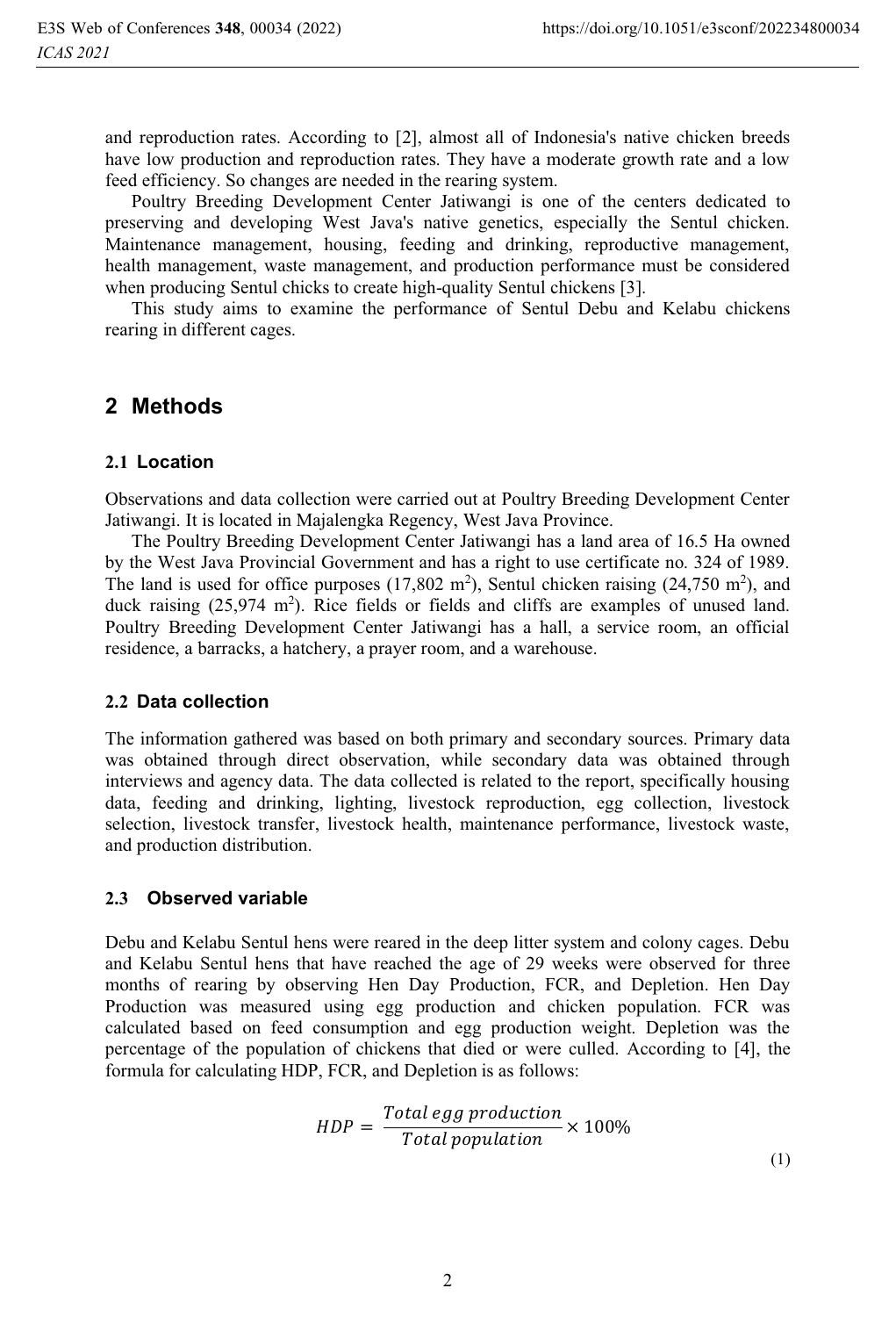and reproduction rates. According to [2], almost all of Indonesia's native chicken breeds have low production and reproduction rates. They have a moderate growth rate and a low feed efficiency. So changes are needed in the rearing system.

Poultry Breeding Development Center Jatiwangi is one of the centers dedicated to preserving and developing West Java's native genetics, especially the Sentul chicken. Maintenance management, housing, feeding and drinking, reproductive management, health management, waste management, and production performance must be considered when producing Sentul chicks to create high-quality Sentul chickens [3].

This study aims to examine the performance of Sentul Debu and Kelabu chickens rearing in different cages.

## 2 Methods

### 2.1 Location

Observations and data collection were carried out at Poultry Breeding Development Center Jatiwangi. It is located in Majalengka Regency, West Java Province.

The Poultry Breeding Development Center Jatiwangi has a land area of 16.5 Ha owned by the West Java Provincial Government and has a right to use certificate no. 324 of 1989. The land is used for office purposes (17,802 $m^2$), Sentul chicken raising (24,750 $m^2$), and duck raising (25,974 $m^2$). Rice fields or fields and cliffs are examples of unused land. Poultry Breeding Development Center Jatiwangi has a hall, a service room, an official residence, a barracks, a hatchery, a prayer room, and a warehouse.

### 2.2 Data collection

The information gathered was based on both primary and secondary sources. Primary data was obtained through direct observation, while secondary data was obtained through interviews and agency data. The data collected is related to the report, specifically housing data, feeding and drinking, lighting, livestock reproduction, egg collection, livestock selection, livestock transfer, livestock health, maintenance performance, livestock waste, and production distribution.

### 2.3 Observed variable

Debu and Kelabu Sentul hens were reared in the deep litter system and colony cages. Debu and Kelabu Sentul hens that have reached the age of 29 weeks were observed for three months of rearing by observing Hen Day Production, FCR, and Depletion. Hen Day Production was measured using egg production and chicken population. FCR was calculated based on feed consumption and egg production weight. Depletion was the percentage of the population of chickens that died or were culled. According to [4], the formula for calculating HDP, FCR, and Depletion is as follows:

$$HDP = \frac{Total\,egg\,production}{Total\,population} \times 100\% \tag{1}$$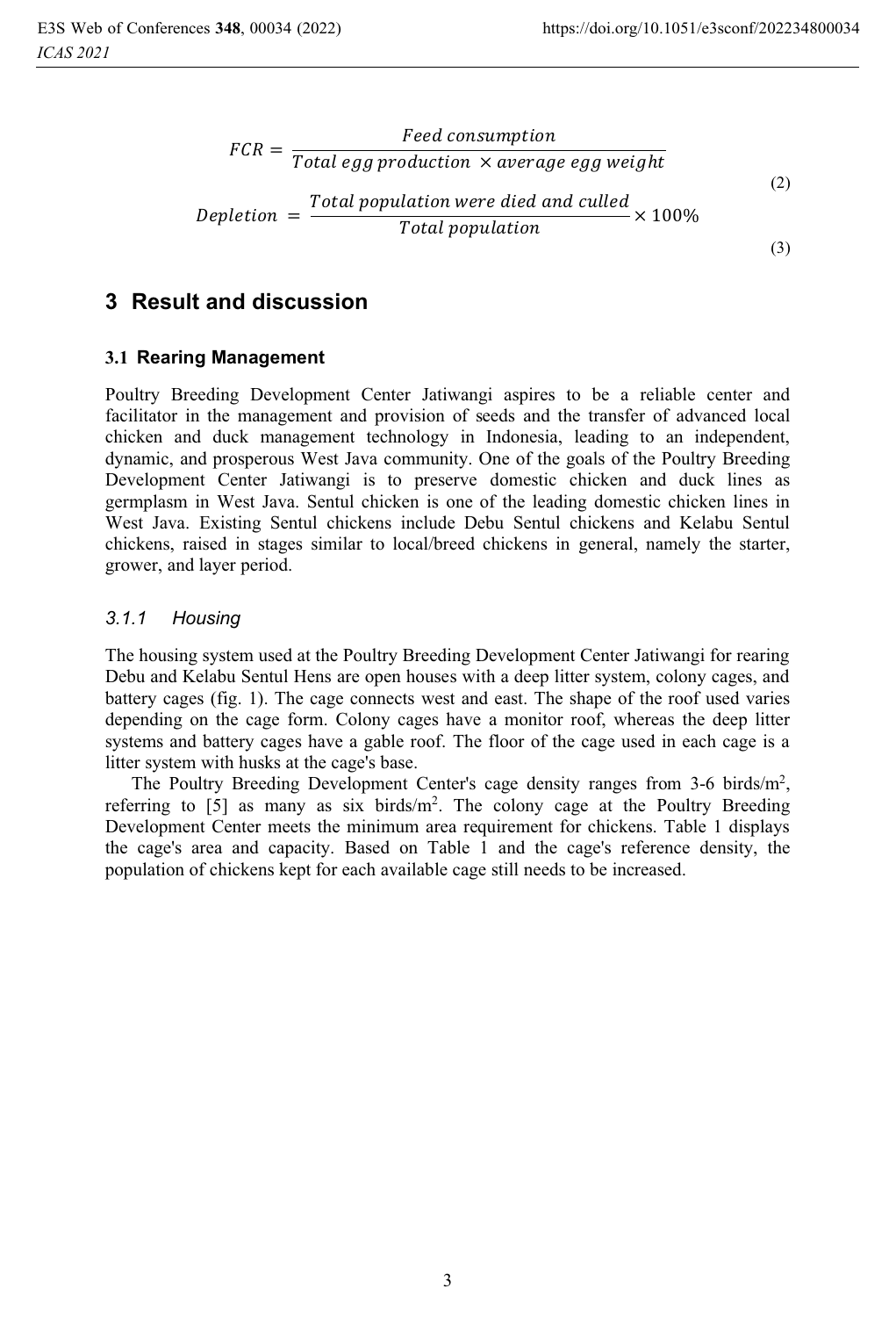$$FCR = \frac{Feed\ consumption}{Total\ egg\ production\ \times average\ egg\ weight} \tag{2}$$

$$Depletion\ = \frac{Total\ population\ were\ died\ and\ culled}{Total\ population} \times 100\% \tag{3}$$

## 3 Result and discussion

### 3.1 Rearing Management

Poultry Breeding Development Center Jatiwangi aspires to be a reliable center and facilitator in the management and provision of seeds and the transfer of advanced local chicken and duck management technology in Indonesia, leading to an independent, dynamic, and prosperous West Java community. One of the goals of the Poultry Breeding Development Center Jatiwangi is to preserve domestic chicken and duck lines as germplasm in West Java. Sentul chicken is one of the leading domestic chicken lines in West Java. Existing Sentul chickens include Debu Sentul chickens and Kelabu Sentul chickens, raised in stages similar to local/breed chickens in general, namely the starter, grower, and layer period.

#### *3.1.1 Housing*

The housing system used at the Poultry Breeding Development Center Jatiwangi for rearing Debu and Kelabu Sentul Hens are open houses with a deep litter system, colony cages, and battery cages (fig. 1). The cage connects west and east. The shape of the roof used varies depending on the cage form. Colony cages have a monitor roof, whereas the deep litter systems and battery cages have a gable roof. The floor of the cage used in each cage is a litter system with husks at the cage's base.

The Poultry Breeding Development Center's cage density ranges from 3-6 birds/m$^2$, referring to [5] as many as six birds/m$^2$. The colony cage at the Poultry Breeding Development Center meets the minimum area requirement for chickens. Table 1 displays the cage's area and capacity. Based on Table 1 and the cage's reference density, the population of chickens kept for each available cage still needs to be increased.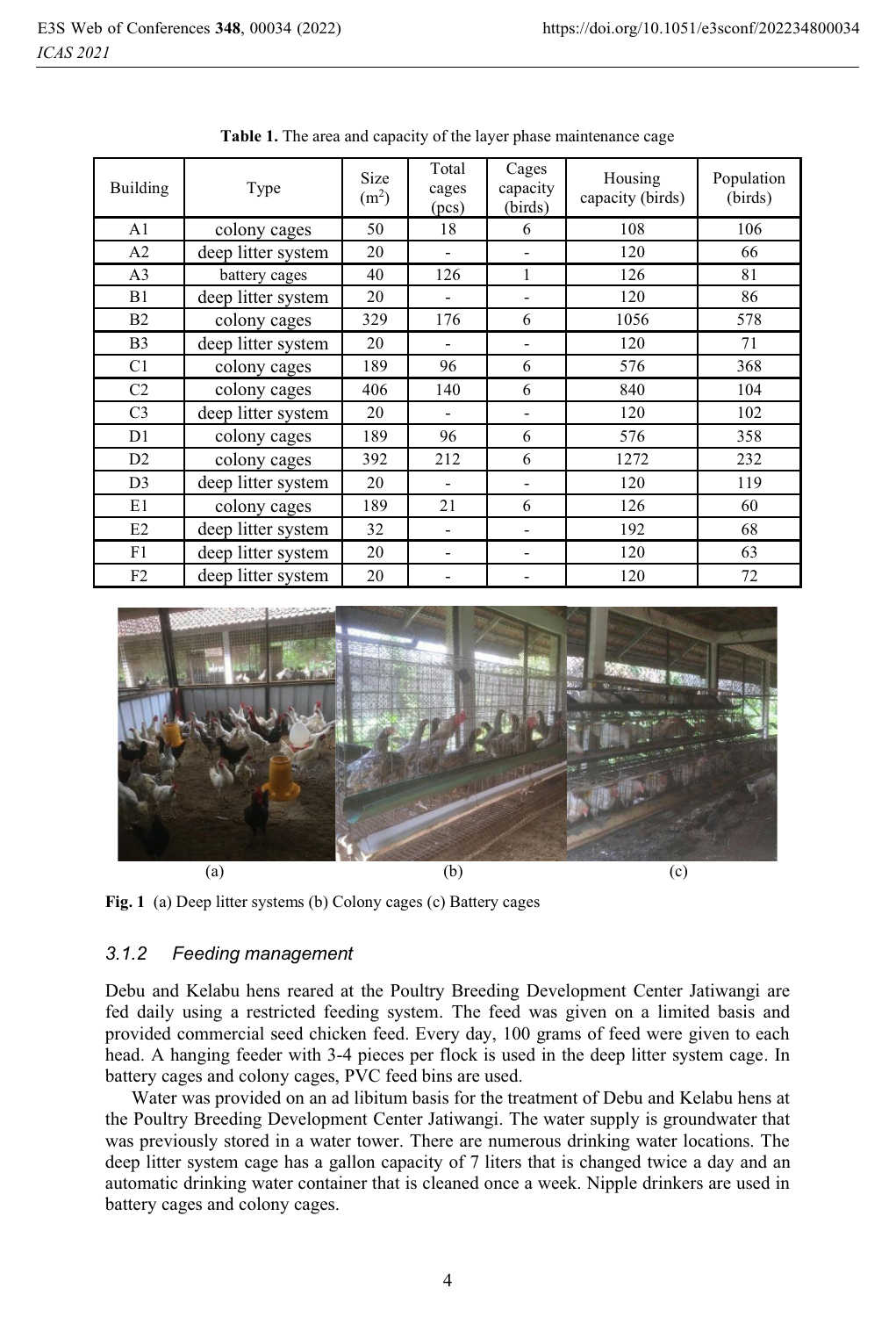**Table 1.** The area and capacity of the layer phase maintenance cage

| Building | Type | Size ($m^2$) | Total cages (pcs) | Cages capacity (birds) | Housing capacity (birds) | Population (birds) |
|---|---|---|---|---|---|---|
| A1 | colony cages | 50 | 18 | 6 | 108 | 106 |
| A2 | deep litter system | 20 | - | - | 120 | 66 |
| A3 | battery cages | 40 | 126 | 1 | 126 | 81 |
| B1 | deep litter system | 20 | - | - | 120 | 86 |
| B2 | colony cages | 329 | 176 | 6 | 1056 | 578 |
| B3 | deep litter system | 20 | - | - | 120 | 71 |
| C1 | colony cages | 189 | 96 | 6 | 576 | 368 |
| C2 | colony cages | 406 | 140 | 6 | 840 | 104 |
| C3 | deep litter system | 20 | - | - | 120 | 102 |
| D1 | colony cages | 189 | 96 | 6 | 576 | 358 |
| D2 | colony cages | 392 | 212 | 6 | 1272 | 232 |
| D3 | deep litter system | 20 | - | - | 120 | 119 |
| E1 | colony cages | 189 | 21 | 6 | 126 | 60 |
| E2 | deep litter system | 32 | - | - | 192 | 68 |
| F1 | deep litter system | 20 | - | - | 120 | 63 |
| F2 | deep litter system | 20 | - | - | 120 | 72 |

(a) (b) (c)

**Fig. 1** (a) Deep litter systems (b) Colony cages (c) Battery cages

### *3.1.2 Feeding management*

Debu and Kelabu hens reared at the Poultry Breeding Development Center Jatiwangi are fed daily using a restricted feeding system. The feed was given on a limited basis and provided commercial seed chicken feed. Every day, 100 grams of feed were given to each head. A hanging feeder with 3-4 pieces per flock is used in the deep litter system cage. In battery cages and colony cages, PVC feed bins are used.

Water was provided on an ad libitum basis for the treatment of Debu and Kelabu hens at the Poultry Breeding Development Center Jatiwangi. The water supply is groundwater that was previously stored in a water tower. There are numerous drinking water locations. The deep litter system cage has a gallon capacity of 7 liters that is changed twice a day and an automatic drinking water container that is cleaned once a week. Nipple drinkers are used in battery cages and colony cages.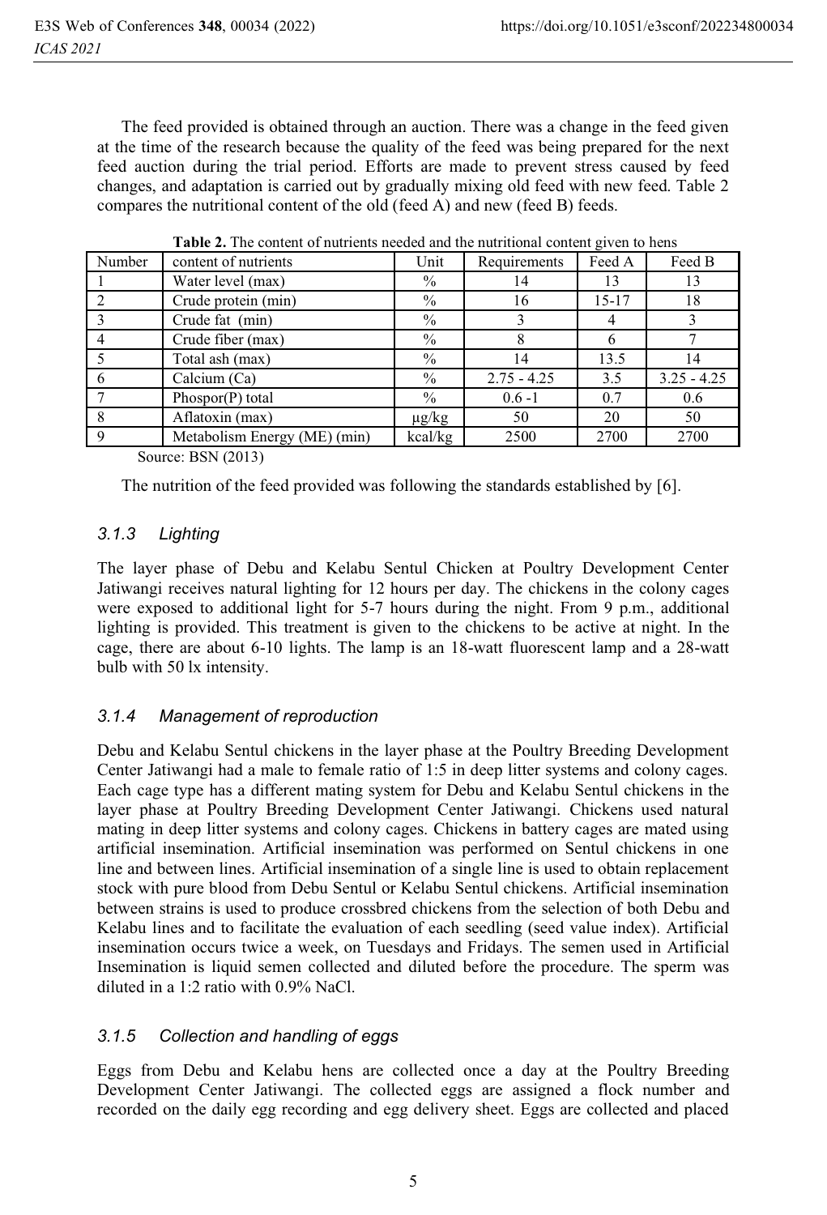The feed provided is obtained through an auction. There was a change in the feed given at the time of the research because the quality of the feed was being prepared for the next feed auction during the trial period. Efforts are made to prevent stress caused by feed changes, and adaptation is carried out by gradually mixing old feed with new feed. Table 2 compares the nutritional content of the old (feed A) and new (feed B) feeds.

**Table 2.** The content of nutrients needed and the nutritional content given to hens

| Number | content of nutrients | Unit | Requirements | Feed A | Feed B |
|---|---|---|---|---|---|
| 1 | Water level (max) | % | 14 | 13 | 13 |
| 2 | Crude protein (min) | % | 16 | 15-17 | 18 |
| 3 | Crude fat (min) | % | 3 | 4 | 3 |
| 4 | Crude fiber (max) | % | 8 | 6 | 7 |
| 5 | Total ash (max) | % | 14 | 13.5 | 14 |
| 6 | Calcium (Ca) | % | 2.75 - 4.25 | 3.5 | 3.25 - 4.25 |
| 7 | Phospor(P) total | % | 0.6 -1 | 0.7 | 0.6 |
| 8 | Aflatoxin (max) | μg/kg | 50 | 20 | 50 |
| 9 | Metabolism Energy (ME) (min) | kcal/kg | 2500 | 2700 | 2700 |

Source: BSN (2013)

The nutrition of the feed provided was following the standards established by [6].

### 3.1.3 Lighting

The layer phase of Debu and Kelabu Sentul Chicken at Poultry Development Center Jatiwangi receives natural lighting for 12 hours per day. The chickens in the colony cages were exposed to additional light for 5-7 hours during the night. From 9 p.m., additional lighting is provided. This treatment is given to the chickens to be active at night. In the cage, there are about 6-10 lights. The lamp is an 18-watt fluorescent lamp and a 28-watt bulb with 50 lx intensity.

### 3.1.4 Management of reproduction

Debu and Kelabu Sentul chickens in the layer phase at the Poultry Breeding Development Center Jatiwangi had a male to female ratio of 1:5 in deep litter systems and colony cages. Each cage type has a different mating system for Debu and Kelabu Sentul chickens in the layer phase at Poultry Breeding Development Center Jatiwangi. Chickens used natural mating in deep litter systems and colony cages. Chickens in battery cages are mated using artificial insemination. Artificial insemination was performed on Sentul chickens in one line and between lines. Artificial insemination of a single line is used to obtain replacement stock with pure blood from Debu Sentul or Kelabu Sentul chickens. Artificial insemination between strains is used to produce crossbred chickens from the selection of both Debu and Kelabu lines and to facilitate the evaluation of each seedling (seed value index). Artificial insemination occurs twice a week, on Tuesdays and Fridays. The semen used in Artificial Insemination is liquid semen collected and diluted before the procedure. The sperm was diluted in a 1:2 ratio with 0.9% NaCl.

### 3.1.5 Collection and handling of eggs

Eggs from Debu and Kelabu hens are collected once a day at the Poultry Breeding Development Center Jatiwangi. The collected eggs are assigned a flock number and recorded on the daily egg recording and egg delivery sheet. Eggs are collected and placed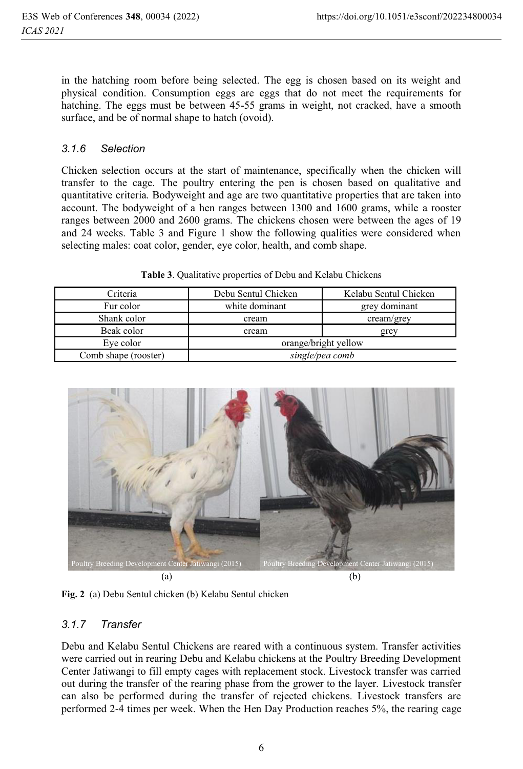in the hatching room before being selected. The egg is chosen based on its weight and physical condition. Consumption eggs are eggs that do not meet the requirements for hatching. The eggs must be between 45-55 grams in weight, not cracked, have a smooth surface, and be of normal shape to hatch (ovoid).

### 3.1.6 Selection

Chicken selection occurs at the start of maintenance, specifically when the chicken will transfer to the cage. The poultry entering the pen is chosen based on qualitative and quantitative criteria. Bodyweight and age are two quantitative properties that are taken into account. The bodyweight of a hen ranges between 1300 and 1600 grams, while a rooster ranges between 2000 and 2600 grams. The chickens chosen were between the ages of 19 and 24 weeks. Table 3 and Figure 1 show the following qualities were considered when selecting males: coat color, gender, eye color, health, and comb shape.

**Table 3**. Qualitative properties of Debu and Kelabu Chickens

| Criteria | Debu Sentul Chicken | Kelabu Sentul Chicken |
|---|---|---|
| Fur color | white dominant | grey dominant |
| Shank color | cream | cream/grey |
| Beak color | cream | grey |
| Eye color | orange/bright yellow | |
| Comb shape (rooster) | *single/pea comb* | |

Poultry Breeding Development Center Jatiwangi (2015) Poultry Breeding Development Center Jatiwangi (2015)

(a) (b)

**Fig. 2** (a) Debu Sentul chicken (b) Kelabu Sentul chicken

### 3.1.7 Transfer

Debu and Kelabu Sentul Chickens are reared with a continuous system. Transfer activities were carried out in rearing Debu and Kelabu chickens at the Poultry Breeding Development Center Jatiwangi to fill empty cages with replacement stock. Livestock transfer was carried out during the transfer of the rearing phase from the grower to the layer. Livestock transfer can also be performed during the transfer of rejected chickens. Livestock transfers are performed 2-4 times per week. When the Hen Day Production reaches 5%, the rearing cage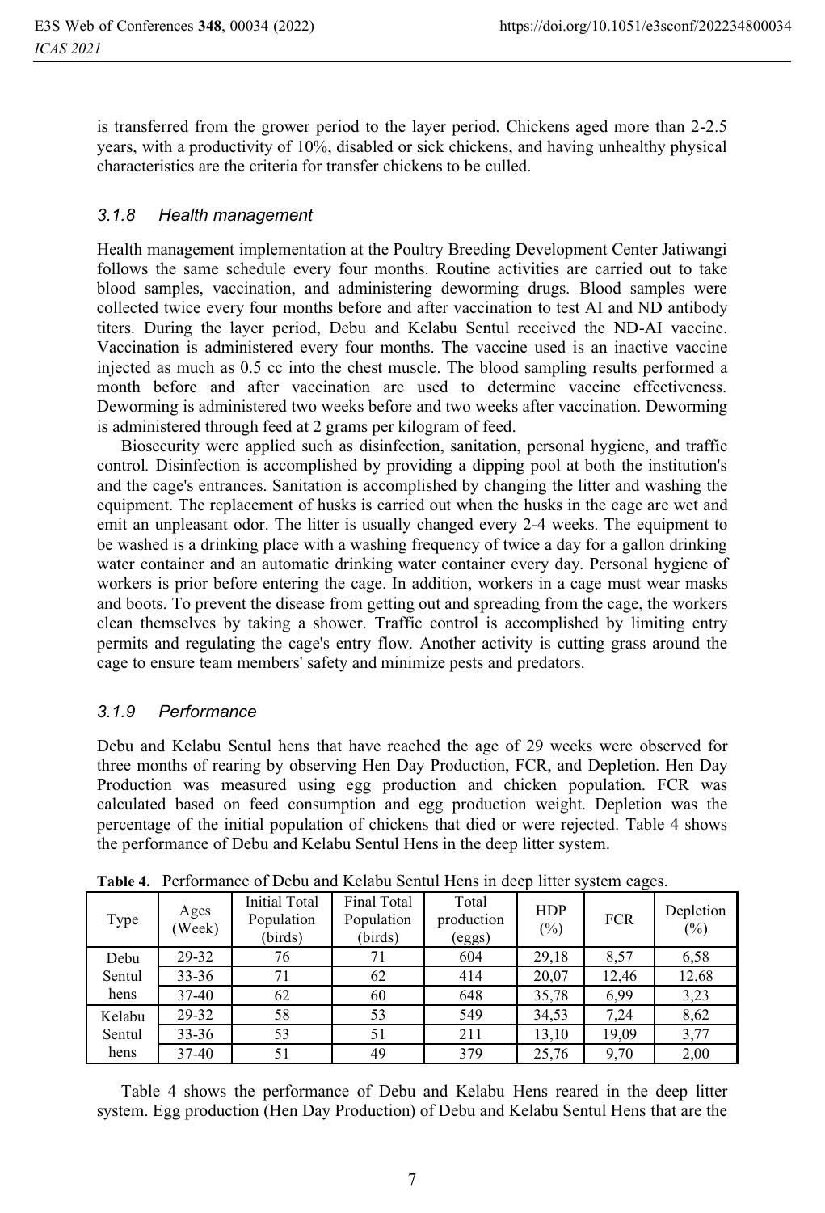is transferred from the grower period to the layer period. Chickens aged more than 2-2.5 years, with a productivity of 10%, disabled or sick chickens, and having unhealthy physical characteristics are the criteria for transfer chickens to be culled.

#### *3.1.8 Health management*

Health management implementation at the Poultry Breeding Development Center Jatiwangi follows the same schedule every four months. Routine activities are carried out to take blood samples, vaccination, and administering deworming drugs. Blood samples were collected twice every four months before and after vaccination to test AI and ND antibody titers. During the layer period, Debu and Kelabu Sentul received the ND-AI vaccine. Vaccination is administered every four months. The vaccine used is an inactive vaccine injected as much as 0.5 cc into the chest muscle. The blood sampling results performed a month before and after vaccination are used to determine vaccine effectiveness. Deworming is administered two weeks before and two weeks after vaccination. Deworming is administered through feed at 2 grams per kilogram of feed.

Biosecurity were applied such as disinfection, sanitation, personal hygiene, and traffic control. Disinfection is accomplished by providing a dipping pool at both the institution's and the cage's entrances. Sanitation is accomplished by changing the litter and washing the equipment. The replacement of husks is carried out when the husks in the cage are wet and emit an unpleasant odor. The litter is usually changed every 2-4 weeks. The equipment to be washed is a drinking place with a washing frequency of twice a day for a gallon drinking water container and an automatic drinking water container every day. Personal hygiene of workers is prior before entering the cage. In addition, workers in a cage must wear masks and boots. To prevent the disease from getting out and spreading from the cage, the workers clean themselves by taking a shower. Traffic control is accomplished by limiting entry permits and regulating the cage's entry flow. Another activity is cutting grass around the cage to ensure team members' safety and minimize pests and predators.

#### *3.1.9 Performance*

Debu and Kelabu Sentul hens that have reached the age of 29 weeks were observed for three months of rearing by observing Hen Day Production, FCR, and Depletion. Hen Day Production was measured using egg production and chicken population. FCR was calculated based on feed consumption and egg production weight. Depletion was the percentage of the initial population of chickens that died or were rejected. Table 4 shows the performance of Debu and Kelabu Sentul Hens in the deep litter system.

**Table 4.** Performance of Debu and Kelabu Sentul Hens in deep litter system cages.

| Type | Ages (Week) | Initial Total Population (birds) | Final Total Population (birds) | Total production (eggs) | HDP (%) | FCR | Depletion (%) |
|---|---|---|---|---|---|---|---|
| Debu Sentul hens | 29-32 | 76 | 71 | 604 | 29,18 | 8,57 | 6,58 |
| | 33-36 | 71 | 62 | 414 | 20,07 | 12,46 | 12,68 |
| | 37-40 | 62 | 60 | 648 | 35,78 | 6,99 | 3,23 |
| Kelabu Sentul hens | 29-32 | 58 | 53 | 549 | 34,53 | 7,24 | 8,62 |
| | 33-36 | 53 | 51 | 211 | 13,10 | 19,09 | 3,77 |
| | 37-40 | 51 | 49 | 379 | 25,76 | 9,70 | 2,00 |

Table 4 shows the performance of Debu and Kelabu Hens reared in the deep litter system. Egg production (Hen Day Production) of Debu and Kelabu Sentul Hens that are the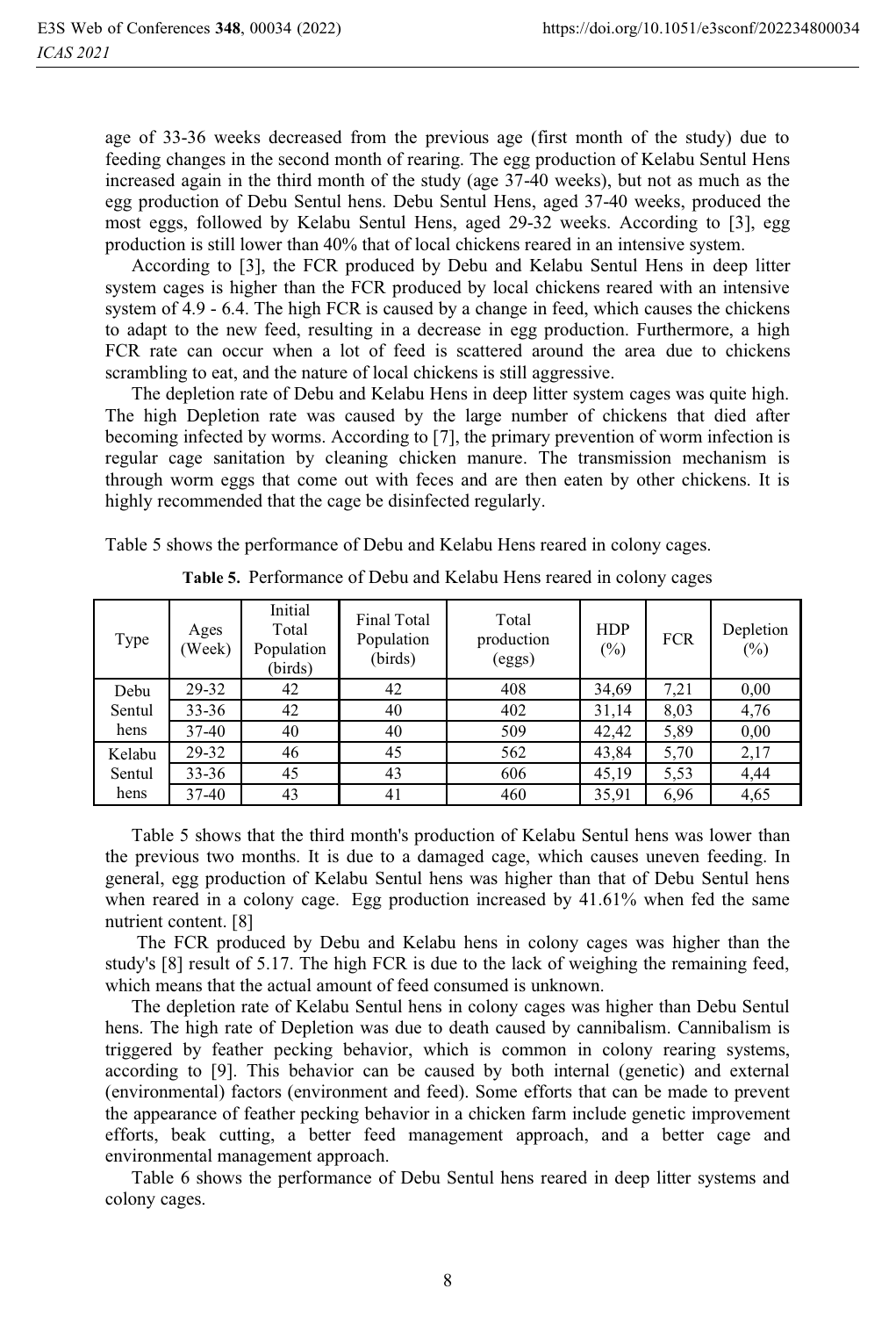age of 33-36 weeks decreased from the previous age (first month of the study) due to feeding changes in the second month of rearing. The egg production of Kelabu Sentul Hens increased again in the third month of the study (age 37-40 weeks), but not as much as the egg production of Debu Sentul hens. Debu Sentul Hens, aged 37-40 weeks, produced the most eggs, followed by Kelabu Sentul Hens, aged 29-32 weeks. According to [3], egg production is still lower than 40% that of local chickens reared in an intensive system.

According to [3], the FCR produced by Debu and Kelabu Sentul Hens in deep litter system cages is higher than the FCR produced by local chickens reared with an intensive system of 4.9 - 6.4. The high FCR is caused by a change in feed, which causes the chickens to adapt to the new feed, resulting in a decrease in egg production. Furthermore, a high FCR rate can occur when a lot of feed is scattered around the area due to chickens scrambling to eat, and the nature of local chickens is still aggressive.

The depletion rate of Debu and Kelabu Hens in deep litter system cages was quite high. The high Depletion rate was caused by the large number of chickens that died after becoming infected by worms. According to [7], the primary prevention of worm infection is regular cage sanitation by cleaning chicken manure. The transmission mechanism is through worm eggs that come out with feces and are then eaten by other chickens. It is highly recommended that the cage be disinfected regularly.

Table 5 shows the performance of Debu and Kelabu Hens reared in colony cages.

**Table 5.** Performance of Debu and Kelabu Hens reared in colony cages

| Type | Ages (Week) | Initial Total Population (birds) | Final Total Population (birds) | Total production (eggs) | HDP (%) | FCR | Depletion (%) |
|---|---|---|---|---|---|---|---|
| Debu Sentul hens | 29-32 | 42 | 42 | 408 | 34,69 | 7,21 | 0,00 |
| | 33-36 | 42 | 40 | 402 | 31,14 | 8,03 | 4,76 |
| | 37-40 | 40 | 40 | 509 | 42,42 | 5,89 | 0,00 |
| Kelabu Sentul hens | 29-32 | 46 | 45 | 562 | 43,84 | 5,70 | 2,17 |
| | 33-36 | 45 | 43 | 606 | 45,19 | 5,53 | 4,44 |
| | 37-40 | 43 | 41 | 460 | 35,91 | 6,96 | 4,65 |

Table 5 shows that the third month's production of Kelabu Sentul hens was lower than the previous two months. It is due to a damaged cage, which causes uneven feeding. In general, egg production of Kelabu Sentul hens was higher than that of Debu Sentul hens when reared in a colony cage. Egg production increased by 41.61% when fed the same nutrient content. [8]

The FCR produced by Debu and Kelabu hens in colony cages was higher than the study's [8] result of 5.17. The high FCR is due to the lack of weighing the remaining feed, which means that the actual amount of feed consumed is unknown.

The depletion rate of Kelabu Sentul hens in colony cages was higher than Debu Sentul hens. The high rate of Depletion was due to death caused by cannibalism. Cannibalism is triggered by feather pecking behavior, which is common in colony rearing systems, according to [9]. This behavior can be caused by both internal (genetic) and external (environmental) factors (environment and feed). Some efforts that can be made to prevent the appearance of feather pecking behavior in a chicken farm include genetic improvement efforts, beak cutting, a better feed management approach, and a better cage and environmental management approach.

Table 6 shows the performance of Debu Sentul hens reared in deep litter systems and colony cages.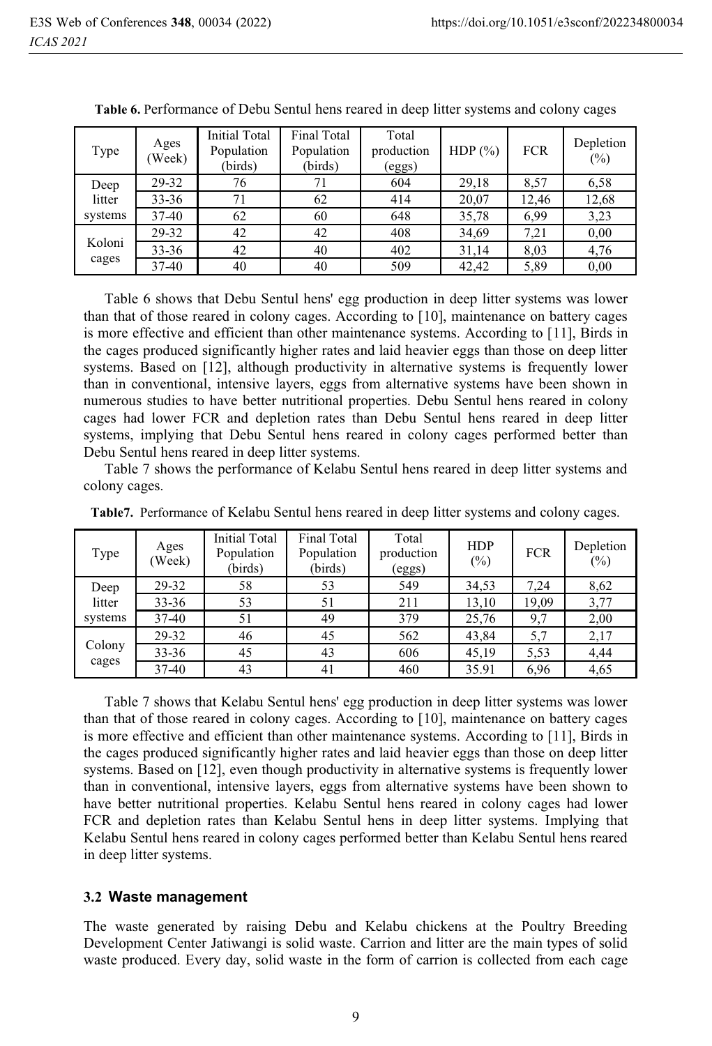**Table 6.** Performance of Debu Sentul hens reared in deep litter systems and colony cages

| Type | Ages (Week) | Initial Total Population (birds) | Final Total Population (birds) | Total production (eggs) | HDP (%) | FCR | Depletion (%) |
|---|---|---|---|---|---|---|---|
| Deep litter systems | 29-32 | 76 | 71 | 604 | 29,18 | 8,57 | 6,58 |
| | 33-36 | 71 | 62 | 414 | 20,07 | 12,46 | 12,68 |
| | 37-40 | 62 | 60 | 648 | 35,78 | 6,99 | 3,23 |
| Koloni cages | 29-32 | 42 | 42 | 408 | 34,69 | 7,21 | 0,00 |
| | 33-36 | 42 | 40 | 402 | 31,14 | 8,03 | 4,76 |
| | 37-40 | 40 | 40 | 509 | 42,42 | 5,89 | 0,00 |

Table 6 shows that Debu Sentul hens' egg production in deep litter systems was lower than that of those reared in colony cages. According to [10], maintenance on battery cages is more effective and efficient than other maintenance systems. According to [11], Birds in the cages produced significantly higher rates and laid heavier eggs than those on deep litter systems. Based on [12], although productivity in alternative systems is frequently lower than in conventional, intensive layers, eggs from alternative systems have been shown in numerous studies to have better nutritional properties. Debu Sentul hens reared in colony cages had lower FCR and depletion rates than Debu Sentul hens reared in deep litter systems, implying that Debu Sentul hens reared in colony cages performed better than Debu Sentul hens reared in deep litter systems.

Table 7 shows the performance of Kelabu Sentul hens reared in deep litter systems and colony cages.

**Table7.** Performance of Kelabu Sentul hens reared in deep litter systems and colony cages.

| Type | Ages (Week) | Initial Total Population (birds) | Final Total Population (birds) | Total production (eggs) | HDP (%) | FCR | Depletion (%) |
|---|---|---|---|---|---|---|---|
| Deep litter systems | 29-32 | 58 | 53 | 549 | 34,53 | 7,24 | 8,62 |
| | 33-36 | 53 | 51 | 211 | 13,10 | 19,09 | 3,77 |
| | 37-40 | 51 | 49 | 379 | 25,76 | 9,7 | 2,00 |
| Colony cages | 29-32 | 46 | 45 | 562 | 43,84 | 5,7 | 2,17 |
| | 33-36 | 45 | 43 | 606 | 45,19 | 5,53 | 4,44 |
| | 37-40 | 43 | 41 | 460 | 35.91 | 6,96 | 4,65 |

Table 7 shows that Kelabu Sentul hens' egg production in deep litter systems was lower than that of those reared in colony cages. According to [10], maintenance on battery cages is more effective and efficient than other maintenance systems. According to [11], Birds in the cages produced significantly higher rates and laid heavier eggs than those on deep litter systems. Based on [12], even though productivity in alternative systems is frequently lower than in conventional, intensive layers, eggs from alternative systems have been shown to have better nutritional properties. Kelabu Sentul hens reared in colony cages had lower FCR and depletion rates than Kelabu Sentul hens in deep litter systems. Implying that Kelabu Sentul hens reared in colony cages performed better than Kelabu Sentul hens reared in deep litter systems.

### 3.2 Waste management

The waste generated by raising Debu and Kelabu chickens at the Poultry Breeding Development Center Jatiwangi is solid waste. Carrion and litter are the main types of solid waste produced. Every day, solid waste in the form of carrion is collected from each cage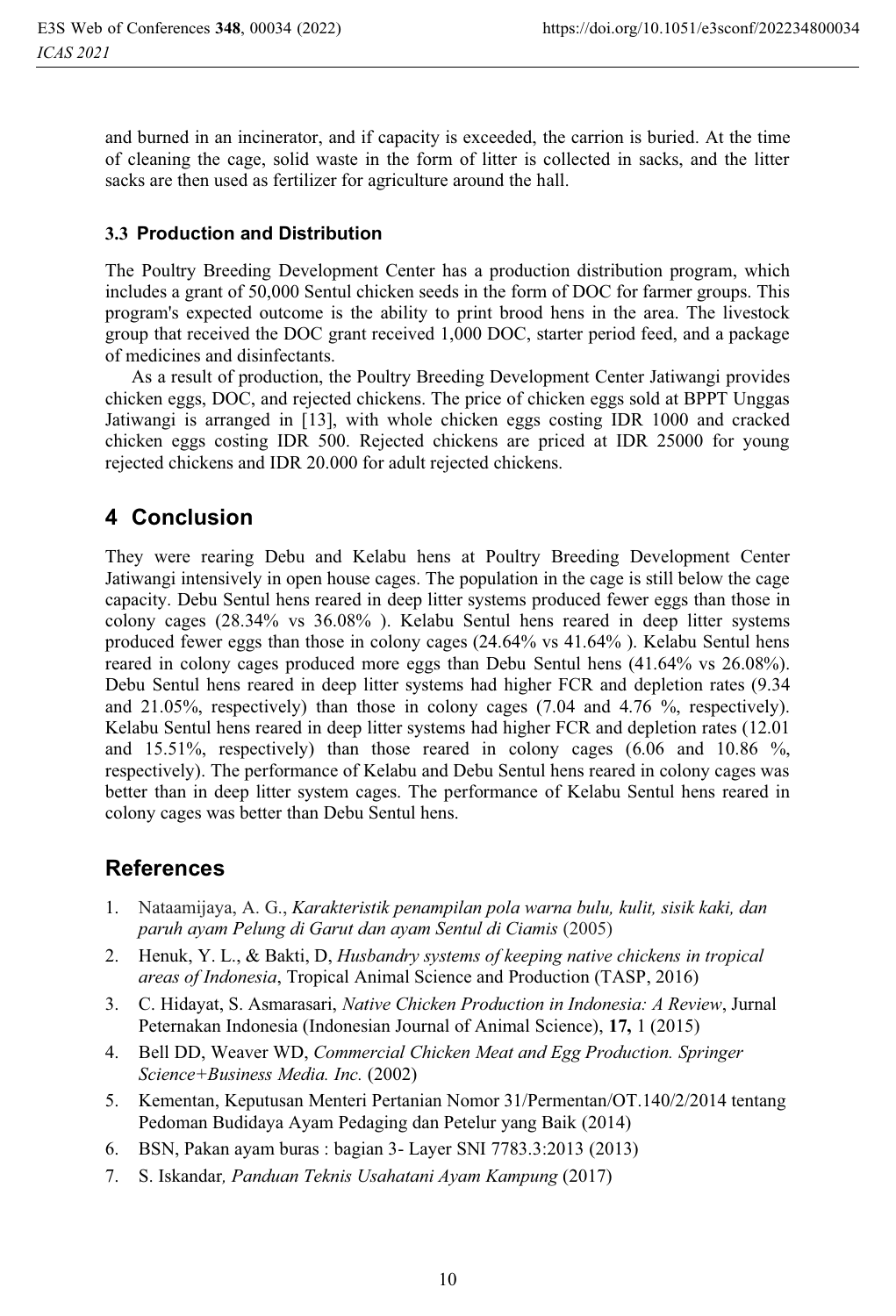and burned in an incinerator, and if capacity is exceeded, the carrion is buried. At the time of cleaning the cage, solid waste in the form of litter is collected in sacks, and the litter sacks are then used as fertilizer for agriculture around the hall.

### 3.3 Production and Distribution

The Poultry Breeding Development Center has a production distribution program, which includes a grant of 50,000 Sentul chicken seeds in the form of DOC for farmer groups. This program's expected outcome is the ability to print brood hens in the area. The livestock group that received the DOC grant received 1,000 DOC, starter period feed, and a package of medicines and disinfectants.

As a result of production, the Poultry Breeding Development Center Jatiwangi provides chicken eggs, DOC, and rejected chickens. The price of chicken eggs sold at BPPT Unggas Jatiwangi is arranged in [13], with whole chicken eggs costing IDR 1000 and cracked chicken eggs costing IDR 500. Rejected chickens are priced at IDR 25000 for young rejected chickens and IDR 20.000 for adult rejected chickens.

## 4 Conclusion

They were rearing Debu and Kelabu hens at Poultry Breeding Development Center Jatiwangi intensively in open house cages. The population in the cage is still below the cage capacity. Debu Sentul hens reared in deep litter systems produced fewer eggs than those in colony cages (28.34% vs 36.08% ). Kelabu Sentul hens reared in deep litter systems produced fewer eggs than those in colony cages (24.64% vs 41.64% ). Kelabu Sentul hens reared in colony cages produced more eggs than Debu Sentul hens (41.64% vs 26.08%). Debu Sentul hens reared in deep litter systems had higher FCR and depletion rates (9.34 and 21.05%, respectively) than those in colony cages (7.04 and 4.76 %, respectively). Kelabu Sentul hens reared in deep litter systems had higher FCR and depletion rates (12.01 and 15.51%, respectively) than those reared in colony cages (6.06 and 10.86 %, respectively). The performance of Kelabu and Debu Sentul hens reared in colony cages was better than in deep litter system cages. The performance of Kelabu Sentul hens reared in colony cages was better than Debu Sentul hens.

## References

1. Nataamijaya, A. G., *Karakteristik penampilan pola warna bulu, kulit, sisik kaki, dan paruh ayam Pelung di Garut dan ayam Sentul di Ciamis* (2005)
2. Henuk, Y. L., & Bakti, D, *Husbandry systems of keeping native chickens in tropical areas of Indonesia*, Tropical Animal Science and Production (TASP, 2016)
3. C. Hidayat, S. Asmarasari, *Native Chicken Production in Indonesia: A Review*, Jurnal Peternakan Indonesia (Indonesian Journal of Animal Science), **17,** 1 (2015)
4. Bell DD, Weaver WD, *Commercial Chicken Meat and Egg Production. Springer Science+Business Media. Inc.* (2002)
5. Kementan, Keputusan Menteri Pertanian Nomor 31/Permentan/OT.140/2/2014 tentang Pedoman Budidaya Ayam Pedaging dan Petelur yang Baik (2014)
6. BSN, Pakan ayam buras : bagian 3- Layer SNI 7783.3:2013 (2013)
7. S. Iskandar*, Panduan Teknis Usahatani Ayam Kampung* (2017)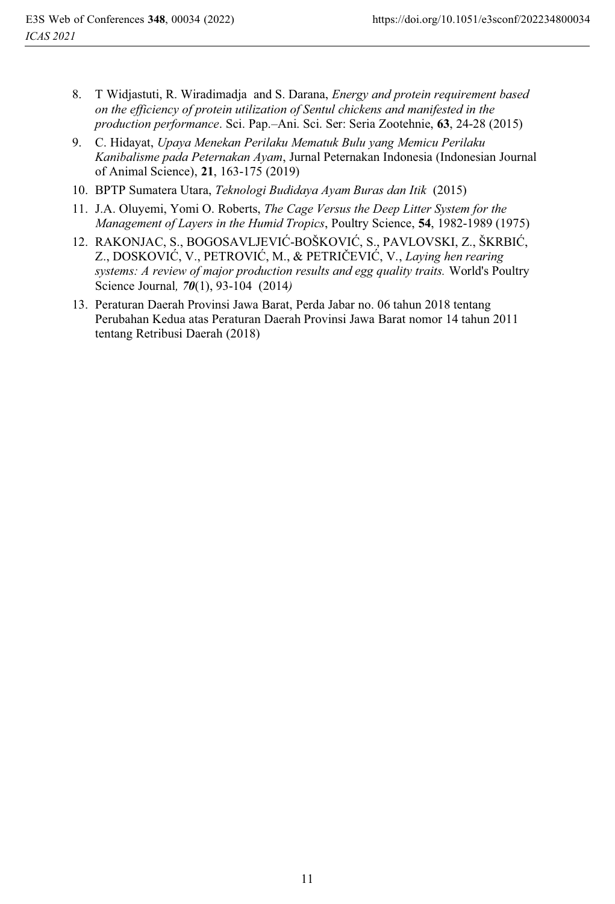8. T Widjastuti, R. Wiradimadja and S. Darana, *Energy and protein requirement based on the efficiency of protein utilization of Sentul chickens and manifested in the production performance*. Sci. Pap.–Ani. Sci. Ser: Seria Zootehnie, **63**, 24-28 (2015)
9. C. Hidayat, *Upaya Menekan Perilaku Mematuk Bulu yang Memicu Perilaku Kanibalisme pada Peternakan Ayam*, Jurnal Peternakan Indonesia (Indonesian Journal of Animal Science), **21**, 163-175 (2019)
10. BPTP Sumatera Utara, *Teknologi Budidaya Ayam Buras dan Itik* (2015)
11. J.A. Oluyemi, Yomi O. Roberts, *The Cage Versus the Deep Litter System for the Management of Layers in the Humid Tropics*, Poultry Science, **54**, 1982-1989 (1975)
12. RAKONJAC, S., BOGOSAVLJEVIĆ-BOŠKOVIĆ, S., PAVLOVSKI, Z., ŠKRBIĆ, Z., DOSKOVIĆ, V., PETROVIĆ, M., & PETRIČEVIĆ, V., *Laying hen rearing systems: A review of major production results and egg quality traits.* World's Poultry Science Journal*, **70***(1), 93-104 (2014*)*
13. Peraturan Daerah Provinsi Jawa Barat, Perda Jabar no. 06 tahun 2018 tentang Perubahan Kedua atas Peraturan Daerah Provinsi Jawa Barat nomor 14 tahun 2011 tentang Retribusi Daerah (2018)